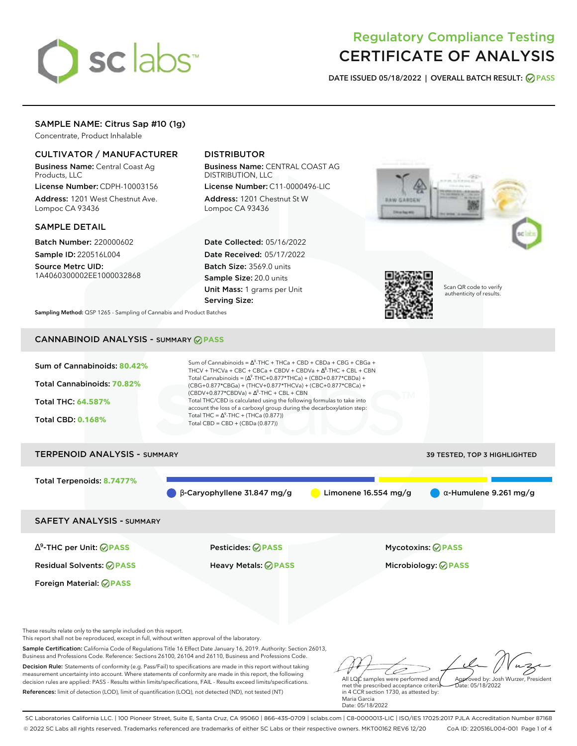# Regulatory Compliance Testing
# CERTIFICATE OF ANALYSIS

**DATE ISSUED 05/18/2022 | OVERALL BATCH RESULT: PASS**

## SAMPLE NAME: Citrus Sap #10 (1g)

Concentrate, Product Inhalable

### CULTIVATOR / MANUFACTURER

**Business Name:** Central Coast Ag Products, LLC

**License Number:** CDPH-10003156

**Address:** 1201 West Chestnut Ave. Lompoc CA 93436

### DISTRIBUTOR

**Business Name:** CENTRAL COAST AG DISTRIBUTION, LLC

**License Number:** C11-0000496-LIC

**Address:** 1201 Chestnut St W Lompoc CA 93436

### SAMPLE DETAIL

**Batch Number:** 220000602

**Sample ID:** 220516L004

**Source Metrc UID:** 1A4060300002EE1000032868

**Date Collected:** 05/16/2022

**Date Received:** 05/17/2022

**Batch Size:** 3569.0 units

**Sample Size:** 20.0 units

**Unit Mass:** 1 grams per Unit

**Serving Size:**

Scan QR code to verify authenticity of results.

**Sampling Method:** QSP 1265 - Sampling of Cannabis and Product Batches

## CANNABINOID ANALYSIS - SUMMARY PASS

**Sum of Cannabinoids:** 80.42%

**Total Cannabinoids:** 70.82%

**Total THC:** 64.587%

**Total CBD:** 0.168%

Sum of Cannabinoids = $\Delta^9$-THC + THCa + CBD + CBDa + CBG + CBGa + THCV + THCVa + CBC + CBCa + CBDV + CBDVa + $\Delta^8$-THC + CBL + CBN

Total Cannabinoids = ($\Delta^9$-THC+0.877*THCa) + (CBD+0.877*CBDa) + (CBG+0.877*CBGa) + (THCV+0.877*THCVa) + (CBC+0.877*CBCa) + (CBDV+0.877*CBDVa) + $\Delta^8$-THC + CBL + CBN

Total THC/CBD is calculated using the following formulas to take into account the loss of a carboxyl group during the decarboxylation step:

Total THC = $\Delta^9$-THC + (THCa (0.877))

Total CBD = CBD + (CBDa (0.877))

## TERPENOID ANALYSIS - SUMMARY

39 TESTED, TOP 3 HIGHLIGHTED

**Total Terpenoids:** 8.7477%

β-Caryophyllene 31.847 mg/g | Limonene 16.554 mg/g | α-Humulene 9.261 mg/g

## SAFETY ANALYSIS - SUMMARY

| | | |
|---|---|---|
| $\Delta^9$-THC per Unit: PASS | Pesticides: PASS | Mycotoxins: PASS |
| Residual Solvents: PASS | Heavy Metals: PASS | Microbiology: PASS |
| Foreign Material: PASS | | |

These results relate only to the sample included on this report.
This report shall not be reproduced, except in full, without written approval of the laboratory.

**Sample Certification:** California Code of Regulations Title 16 Effect Date January 16, 2019. Authority: Section 26013, Business and Professions Code. Reference: Sections 26100, 26104 and 26110, Business and Professions Code.

**Decision Rule:** Statements of conformity (e.g. Pass/Fail) to specifications are made in this report without taking measurement uncertainty into account. Where statements of conformity are made in this report, the following decision rules are applied: PASS - Results within limits/specifications, FAIL - Results exceed limits/specifications.

**References:** limit of detection (LOD), limit of quantification (LOQ), not detected (ND), not tested (NT)

All LQC samples were performed and met the prescribed acceptance criteria in 4 CCR section 1730, as attested by: Maria Garcia
Date: 05/18/2022

Approved by: Josh Wurzer, President
Date: 05/18/2022

SC Laboratories California LLC. | 100 Pioneer Street, Suite E, Santa Cruz, CA 95060 | 866-435-0709 | sclabs.com | C8-0000013-LIC | ISO/IES 17025:2017 PJLA Accreditation Number 87168
© 2022 SC Labs all rights reserved. Trademarks referenced are trademarks of either SC Labs or their respective owners. MKT00162 REV6 12/20 CoA ID: 220516L004-001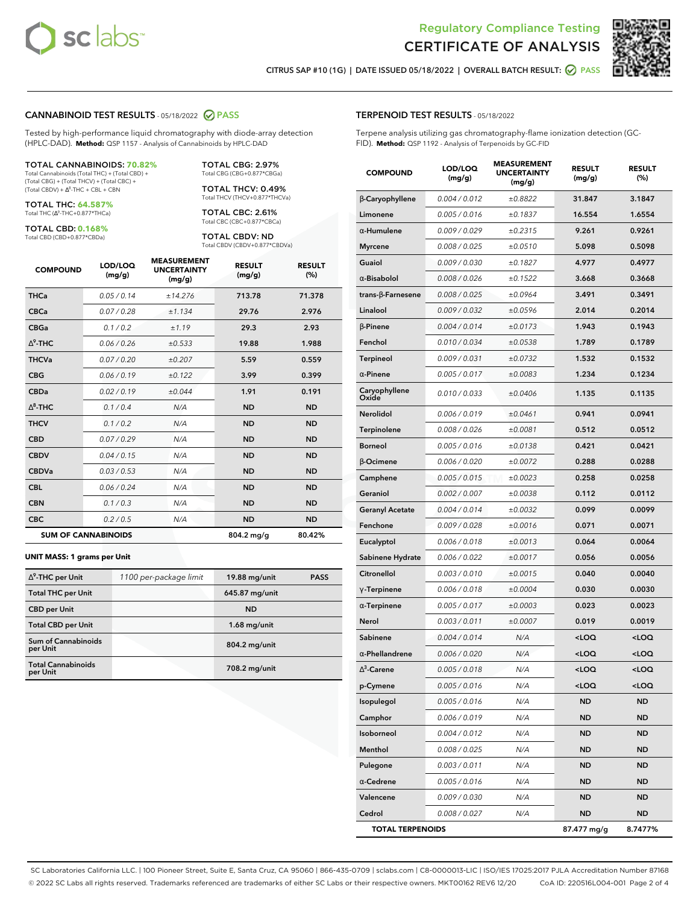Regulatory Compliance Testing
# CERTIFICATE OF ANALYSIS

CITRUS SAP #10 (1G) | DATE ISSUED 05/18/2022 | OVERALL BATCH RESULT: PASS

## CANNABINOID TEST RESULTS - 05/18/2022 PASS

Tested by high-performance liquid chromatography with diode-array detection (HPLC-DAD). **Method:** QSP 1157 - Analysis of Cannabinoids by HPLC-DAD

**TOTAL CANNABINOIDS: 70.82%**
Total Cannabinoids (Total THC) + (Total CBD) + (Total CBG) + (Total THCV) + (Total CBC) + (Total CBDV) + $\Delta^8$-THC + CBL + CBN

**TOTAL THC: 64.587%**
Total THC ($\Delta^9$-THC+0.877*THCa)

**TOTAL CBD: 0.168%**
Total CBD (CBD+0.877*CBDa)

**TOTAL CBG: 2.97%**
Total CBG (CBG+0.877*CBGa)

**TOTAL THCV: 0.49%**
Total THCV (THCV+0.877*THCVa)

**TOTAL CBC: 2.61%**
Total CBC (CBC+0.877*CBCa)

**TOTAL CBDV: ND**
Total CBDV (CBDV+0.877*CBDVa)

| COMPOUND | LOD/LOQ (mg/g) | MEASUREMENT UNCERTAINTY (mg/g) | RESULT (mg/g) | RESULT (%) |
|---|---|---|---|---|
| THCa | 0.05 / 0.14 | ±14.276 | 713.78 | 71.378 |
| CBCa | 0.07 / 0.28 | ±1.134 | 29.76 | 2.976 |
| CBGa | 0.1 / 0.2 | ±1.19 | 29.3 | 2.93 |
| $\Delta^9$-THC | 0.06 / 0.26 | ±0.533 | 19.88 | 1.988 |
| THCVa | 0.07 / 0.20 | ±0.207 | 5.59 | 0.559 |
| CBG | 0.06 / 0.19 | ±0.122 | 3.99 | 0.399 |
| CBDa | 0.02 / 0.19 | ±0.044 | 1.91 | 0.191 |
| $\Delta^8$-THC | 0.1 / 0.4 | N/A | ND | ND |
| THCV | 0.1 / 0.2 | N/A | ND | ND |
| CBD | 0.07 / 0.29 | N/A | ND | ND |
| CBDV | 0.04 / 0.15 | N/A | ND | ND |
| CBDVa | 0.03 / 0.53 | N/A | ND | ND |
| CBL | 0.06 / 0.24 | N/A | ND | ND |
| CBN | 0.1 / 0.3 | N/A | ND | ND |
| CBC | 0.2 / 0.5 | N/A | ND | ND |
| **SUM OF CANNABINOIDS** | | | **804.2 mg/g** | **80.42%** |

**UNIT MASS: 1 grams per Unit**

| | | | |
|---|---|---|---|
| $\Delta^9$-THC per Unit | 1100 per-package limit | 19.88 mg/unit | PASS |
| Total THC per Unit | | 645.87 mg/unit | |
| CBD per Unit | | ND | |
| Total CBD per Unit | | 1.68 mg/unit | |
| Sum of Cannabinoids per Unit | | 804.2 mg/unit | |
| Total Cannabinoids per Unit | | 708.2 mg/unit | |

## TERPENOID TEST RESULTS - 05/18/2022

Terpene analysis utilizing gas chromatography-flame ionization detection (GC-FID). **Method:** QSP 1192 - Analysis of Terpenoids by GC-FID

| COMPOUND | LOD/LOQ (mg/g) | MEASUREMENT UNCERTAINTY (mg/g) | RESULT (mg/g) | RESULT (%) |
|---|---|---|---|---|
| β-Caryophyllene | 0.004 / 0.012 | ±0.8822 | 31.847 | 3.1847 |
| Limonene | 0.005 / 0.016 | ±0.1837 | 16.554 | 1.6554 |
| α-Humulene | 0.009 / 0.029 | ±0.2315 | 9.261 | 0.9261 |
| Myrcene | 0.008 / 0.025 | ±0.0510 | 5.098 | 0.5098 |
| Guaiol | 0.009 / 0.030 | ±0.1827 | 4.977 | 0.4977 |
| α-Bisabolol | 0.008 / 0.026 | ±0.1522 | 3.668 | 0.3668 |
| trans-β-Farnesene | 0.008 / 0.025 | ±0.0964 | 3.491 | 0.3491 |
| Linalool | 0.009 / 0.032 | ±0.0596 | 2.014 | 0.2014 |
| β-Pinene | 0.004 / 0.014 | ±0.0173 | 1.943 | 0.1943 |
| Fenchol | 0.010 / 0.034 | ±0.0538 | 1.789 | 0.1789 |
| Terpineol | 0.009 / 0.031 | ±0.0732 | 1.532 | 0.1532 |
| α-Pinene | 0.005 / 0.017 | ±0.0083 | 1.234 | 0.1234 |
| Caryophyllene Oxide | 0.010 / 0.033 | ±0.0406 | 1.135 | 0.1135 |
| Nerolidol | 0.006 / 0.019 | ±0.0461 | 0.941 | 0.0941 |
| Terpinolene | 0.008 / 0.026 | ±0.0081 | 0.512 | 0.0512 |
| Borneol | 0.005 / 0.016 | ±0.0138 | 0.421 | 0.0421 |
| β-Ocimene | 0.006 / 0.020 | ±0.0072 | 0.288 | 0.0288 |
| Camphene | 0.005 / 0.015 | ±0.0023 | 0.258 | 0.0258 |
| Geraniol | 0.002 / 0.007 | ±0.0038 | 0.112 | 0.0112 |
| Geranyl Acetate | 0.004 / 0.014 | ±0.0032 | 0.099 | 0.0099 |
| Fenchone | 0.009 / 0.028 | ±0.0016 | 0.071 | 0.0071 |
| Eucalyptol | 0.006 / 0.018 | ±0.0013 | 0.064 | 0.0064 |
| Sabinene Hydrate | 0.006 / 0.022 | ±0.0017 | 0.056 | 0.0056 |
| Citronellol | 0.003 / 0.010 | ±0.0015 | 0.040 | 0.0040 |
| γ-Terpinene | 0.006 / 0.018 | ±0.0004 | 0.030 | 0.0030 |
| α-Terpinene | 0.005 / 0.017 | ±0.0003 | 0.023 | 0.0023 |
| Nerol | 0.003 / 0.011 | ±0.0007 | 0.019 | 0.0019 |
| Sabinene | 0.004 / 0.014 | N/A | <LOQ | <LOQ |
| α-Phellandrene | 0.006 / 0.020 | N/A | <LOQ | <LOQ |
| $\Delta^3$-Carene | 0.005 / 0.018 | N/A | <LOQ | <LOQ |
| p-Cymene | 0.005 / 0.016 | N/A | <LOQ | <LOQ |
| Isopulegol | 0.005 / 0.016 | N/A | ND | ND |
| Camphor | 0.006 / 0.019 | N/A | ND | ND |
| Isoborneol | 0.004 / 0.012 | N/A | ND | ND |
| Menthol | 0.008 / 0.025 | N/A | ND | ND |
| Pulegone | 0.003 / 0.011 | N/A | ND | ND |
| α-Cedrene | 0.005 / 0.016 | N/A | ND | ND |
| Valencene | 0.009 / 0.030 | N/A | ND | ND |
| Cedrol | 0.008 / 0.027 | N/A | ND | ND |
| **TOTAL TERPENOIDS** | | | **87.477 mg/g** | **8.7477%** |

SC Laboratories California LLC. | 100 Pioneer Street, Suite E, Santa Cruz, CA 95060 | 866-435-0709 | sclabs.com | C8-0000013-LIC | ISO/IES 17025:2017 PJLA Accreditation Number 87168
© 2022 SC Labs all rights reserved. Trademarks referenced are trademarks of either SC Labs or their respective owners. MKT00162 REV6 12/20 CoA ID: 220516L004-001